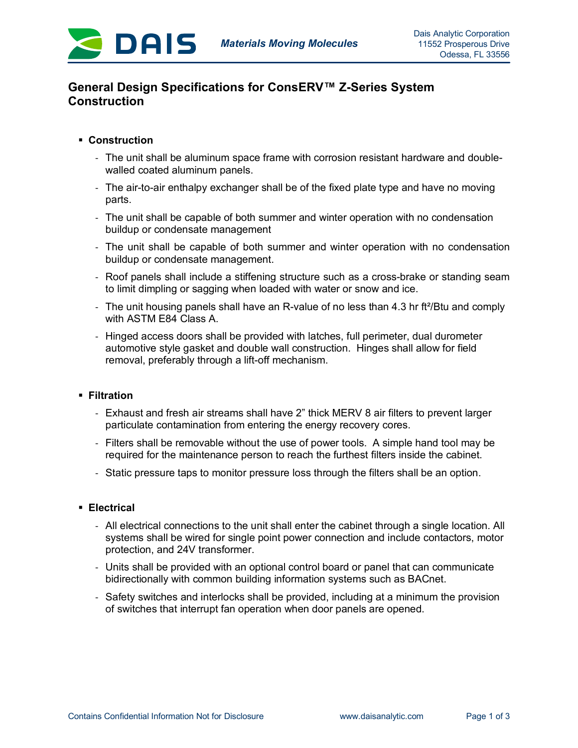# General Design Specifications for ConsERV™ Z-Series System Construction

- **Construction**
  - The unit shall be aluminum space frame with corrosion resistant hardware and double-walled coated aluminum panels.
  - The air-to-air enthalpy exchanger shall be of the fixed plate type and have no moving parts.
  - The unit shall be capable of both summer and winter operation with no condensation buildup or condensate management
  - The unit shall be capable of both summer and winter operation with no condensation buildup or condensate management.
  - Roof panels shall include a stiffening structure such as a cross-brake or standing seam to limit dimpling or sagging when loaded with water or snow and ice.
  - The unit housing panels shall have an R-value of no less than 4.3 hr ft²/Btu and comply with ASTM E84 Class A.
  - Hinged access doors shall be provided with latches, full perimeter, dual durometer automotive style gasket and double wall construction. Hinges shall allow for field removal, preferably through a lift-off mechanism.

- **Filtration**
  - Exhaust and fresh air streams shall have 2" thick MERV 8 air filters to prevent larger particulate contamination from entering the energy recovery cores.
  - Filters shall be removable without the use of power tools. A simple hand tool may be required for the maintenance person to reach the furthest filters inside the cabinet.
  - Static pressure taps to monitor pressure loss through the filters shall be an option.

- **Electrical**
  - All electrical connections to the unit shall enter the cabinet through a single location. All systems shall be wired for single point power connection and include contactors, motor protection, and 24V transformer.
  - Units shall be provided with an optional control board or panel that can communicate bidirectionally with common building information systems such as BACnet.
  - Safety switches and interlocks shall be provided, including at a minimum the provision of switches that interrupt fan operation when door panels are opened.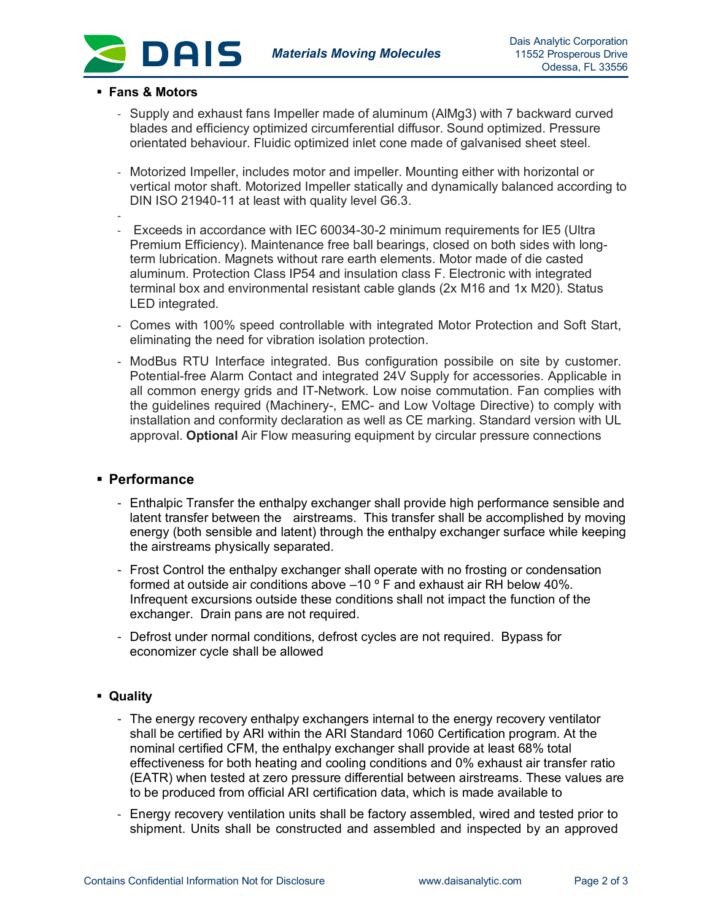- **Fans & Motors**
  - Supply and exhaust fans Impeller made of aluminum (AlMg3) with 7 backward curved blades and efficiency optimized circumferential diffusor. Sound optimized. Pressure orientated behaviour. Fluidic optimized inlet cone made of galvanised sheet steel.
  - Motorized Impeller, includes motor and impeller. Mounting either with horizontal or vertical motor shaft. Motorized Impeller statically and dynamically balanced according to DIN ISO 21940-11 at least with quality level G6.3.
  - 
  - Exceeds in accordance with IEC 60034-30-2 minimum requirements for IE5 (Ultra Premium Efficiency). Maintenance free ball bearings, closed on both sides with long-term lubrication. Magnets without rare earth elements. Motor made of die casted aluminum. Protection Class IP54 and insulation class F. Electronic with integrated terminal box and environmental resistant cable glands (2x M16 and 1x M20). Status LED integrated.
  - Comes with 100% speed controllable with integrated Motor Protection and Soft Start, eliminating the need for vibration isolation protection.
  - ModBus RTU Interface integrated. Bus configuration possibile on site by customer. Potential-free Alarm Contact and integrated 24V Supply for accessories. Applicable in all common energy grids and IT-Network. Low noise commutation. Fan complies with the guidelines required (Machinery-, EMC- and Low Voltage Directive) to comply with installation and conformity declaration as well as CE marking. Standard version with UL approval. **Optional** Air Flow measuring equipment by circular pressure connections

- **Performance**
  - Enthalpic Transfer the enthalpy exchanger shall provide high performance sensible and latent transfer between the airstreams. This transfer shall be accomplished by moving energy (both sensible and latent) through the enthalpy exchanger surface while keeping the airstreams physically separated.
  - Frost Control the enthalpy exchanger shall operate with no frosting or condensation formed at outside air conditions above –10 º F and exhaust air RH below 40%. Infrequent excursions outside these conditions shall not impact the function of the exchanger. Drain pans are not required.
  - Defrost under normal conditions, defrost cycles are not required. Bypass for economizer cycle shall be allowed

- **Quality**
  - The energy recovery enthalpy exchangers internal to the energy recovery ventilator shall be certified by ARI within the ARI Standard 1060 Certification program. At the nominal certified CFM, the enthalpy exchanger shall provide at least 68% total effectiveness for both heating and cooling conditions and 0% exhaust air transfer ratio (EATR) when tested at zero pressure differential between airstreams. These values are to be produced from official ARI certification data, which is made available to
  - Energy recovery ventilation units shall be factory assembled, wired and tested prior to shipment. Units shall be constructed and assembled and inspected by an approved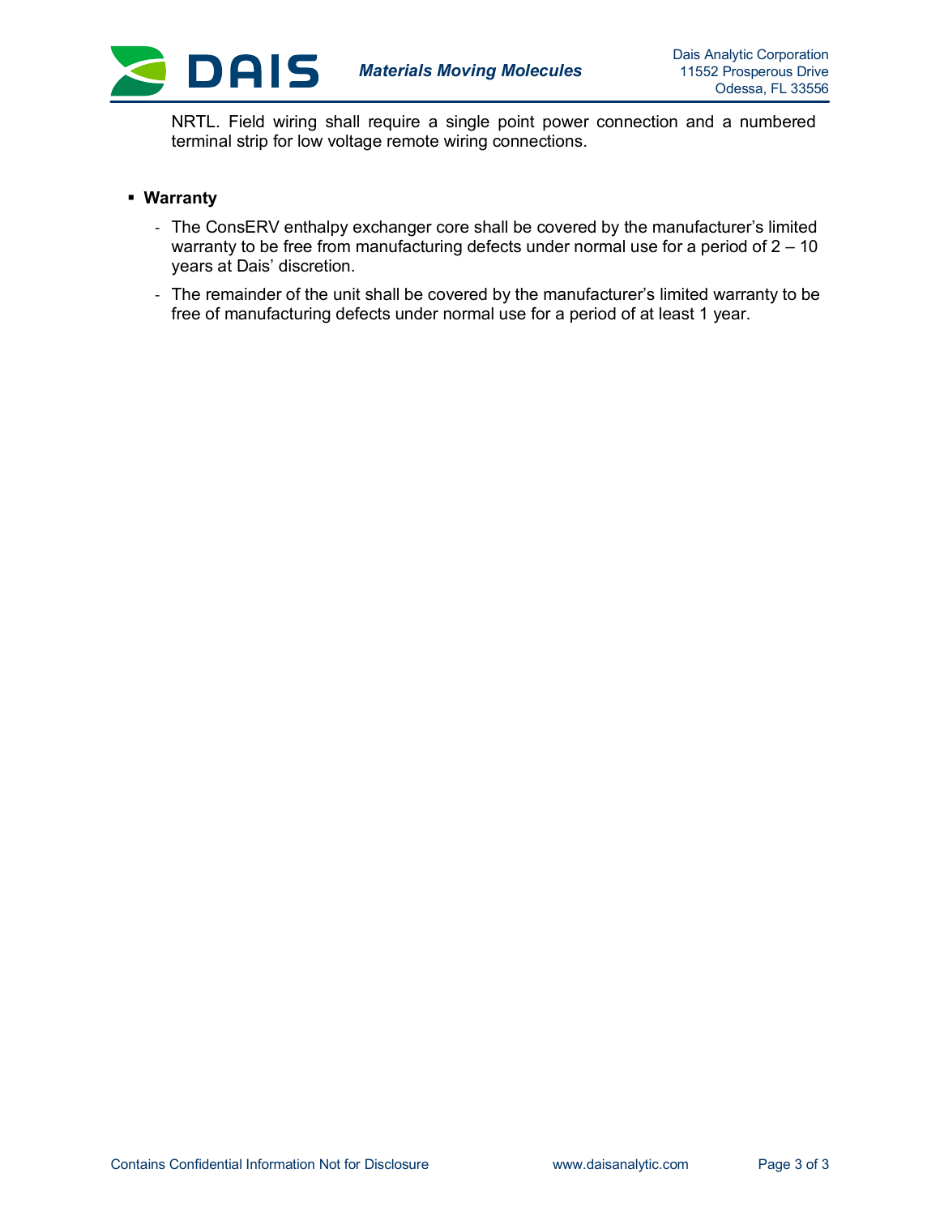NRTL. Field wiring shall require a single point power connection and a numbered terminal strip for low voltage remote wiring connections.

- **Warranty**
  - The ConsERV enthalpy exchanger core shall be covered by the manufacturer's limited warranty to be free from manufacturing defects under normal use for a period of 2 – 10 years at Dais' discretion.
  - The remainder of the unit shall be covered by the manufacturer's limited warranty to be free of manufacturing defects under normal use for a period of at least 1 year.